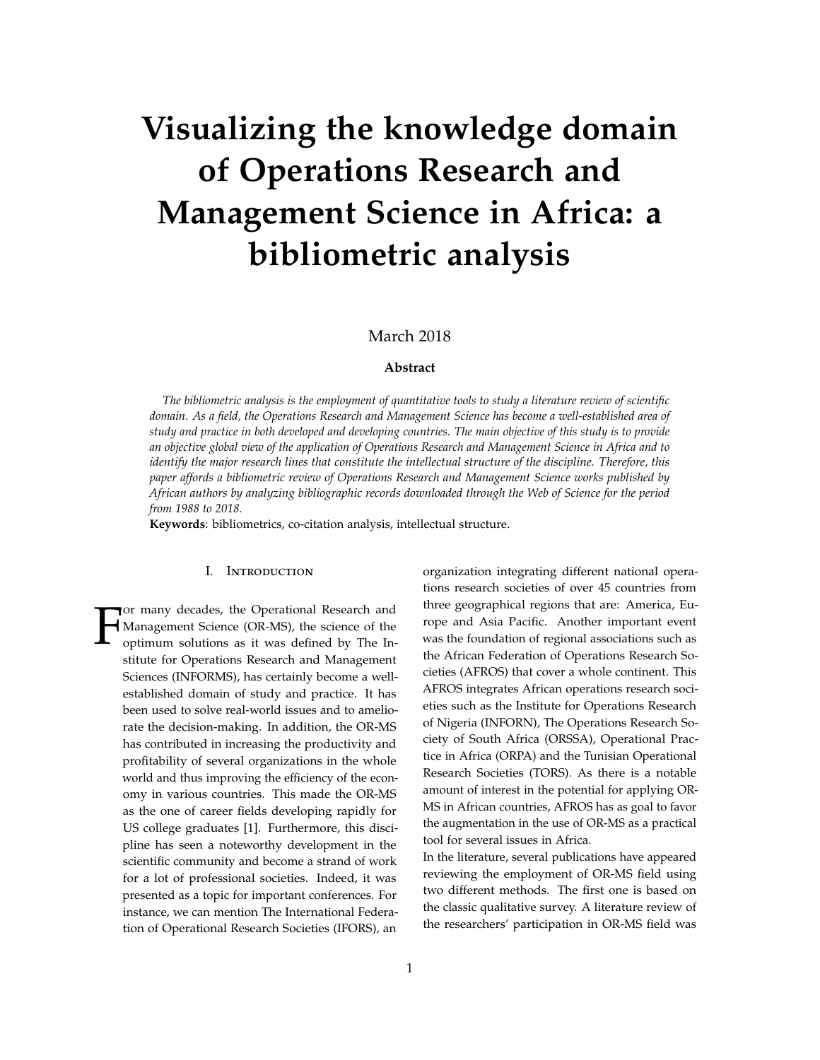# Visualizing the knowledge domain of Operations Research and Management Science in Africa: a bibliometric analysis

March 2018

**Abstract**

*The bibliometric analysis is the employment of quantitative tools to study a literature review of scientific domain. As a field, the Operations Research and Management Science has become a well-established area of study and practice in both developed and developing countries. The main objective of this study is to provide an objective global view of the application of Operations Research and Management Science in Africa and to identify the major research lines that constitute the intellectual structure of the discipline. Therefore, this paper affords a bibliometric review of Operations Research and Management Science works published by African authors by analyzing bibliographic records downloaded through the Web of Science for the period from 1988 to 2018.*

**Keywords**: bibliometrics, co-citation analysis, intellectual structure.

## I. Introduction

For many decades, the Operational Research and Management Science (OR-MS), the science of the optimum solutions as it was defined by The Institute for Operations Research and Management Sciences (INFORMS), has certainly become a well-established domain of study and practice. It has been used to solve real-world issues and to ameliorate the decision-making. In addition, the OR-MS has contributed in increasing the productivity and profitability of several organizations in the whole world and thus improving the efficiency of the economy in various countries. This made the OR-MS as the one of career fields developing rapidly for US college graduates [1]. Furthermore, this discipline has seen a noteworthy development in the scientific community and become a strand of work for a lot of professional societies. Indeed, it was presented as a topic for important conferences. For instance, we can mention The International Federation of Operational Research Societies (IFORS), an organization integrating different national operations research societies of over 45 countries from three geographical regions that are: America, Europe and Asia Pacific. Another important event was the foundation of regional associations such as the African Federation of Operations Research Societies (AFROS) that cover a whole continent. This AFROS integrates African operations research societies such as the Institute for Operations Research of Nigeria (INFORN), The Operations Research Society of South Africa (ORSSA), Operational Practice in Africa (ORPA) and the Tunisian Operational Research Societies (TORS). As there is a notable amount of interest in the potential for applying OR-MS in African countries, AFROS has as goal to favor the augmentation in the use of OR-MS as a practical tool for several issues in Africa.

In the literature, several publications have appeared reviewing the employment of OR-MS field using two different methods. The first one is based on the classic qualitative survey. A literature review of the researchers' participation in OR-MS field was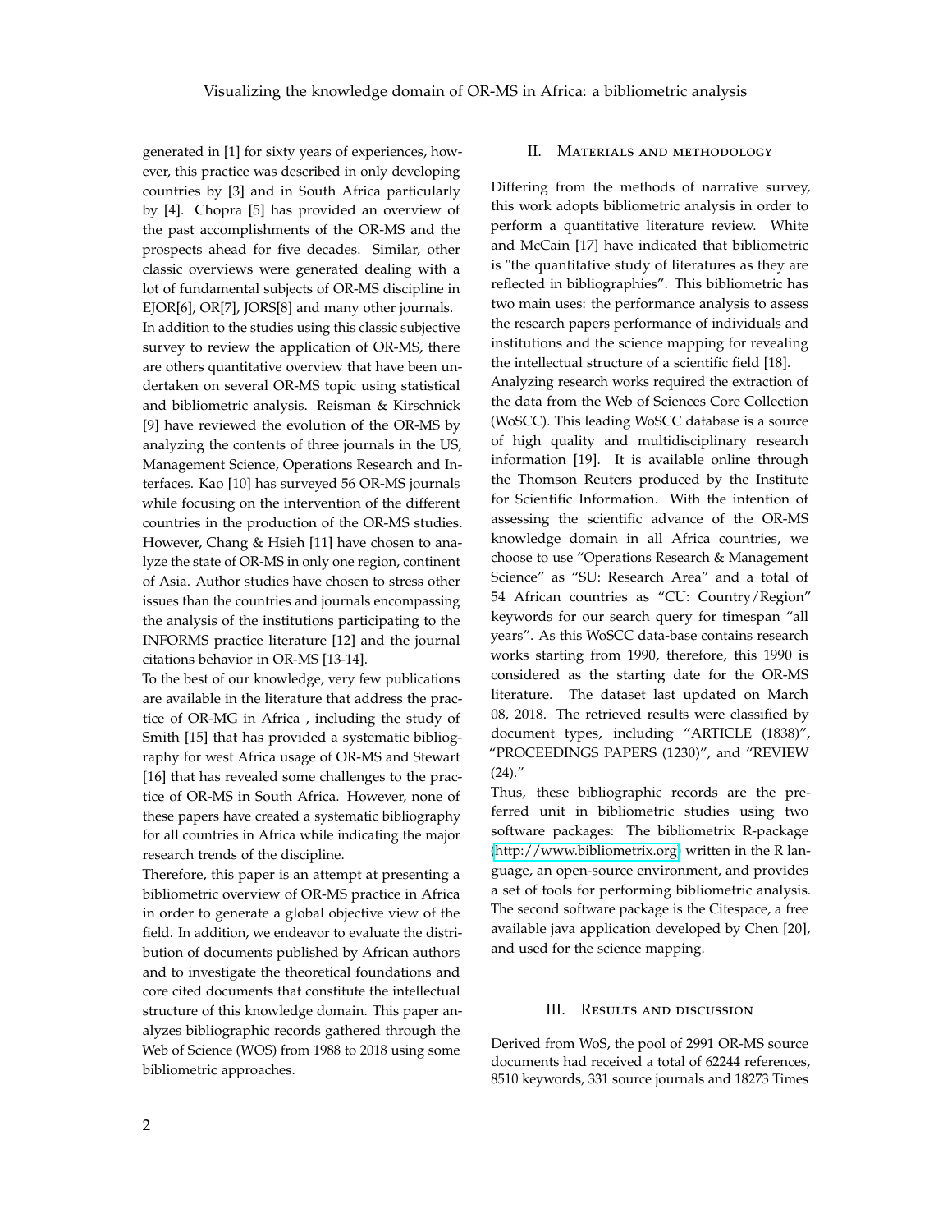generated in [1] for sixty years of experiences, however, this practice was described in only developing countries by [3] and in South Africa particularly by [4]. Chopra [5] has provided an overview of the past accomplishments of the OR-MS and the prospects ahead for five decades. Similar, other classic overviews were generated dealing with a lot of fundamental subjects of OR-MS discipline in EJOR[6], OR[7], JORS[8] and many other journals.

In addition to the studies using this classic subjective survey to review the application of OR-MS, there are others quantitative overview that have been undertaken on several OR-MS topic using statistical and bibliometric analysis. Reisman & Kirschnick [9] have reviewed the evolution of the OR-MS by analyzing the contents of three journals in the US, Management Science, Operations Research and Interfaces. Kao [10] has surveyed 56 OR-MS journals while focusing on the intervention of the different countries in the production of the OR-MS studies. However, Chang & Hsieh [11] have chosen to analyze the state of OR-MS in only one region, continent of Asia. Author studies have chosen to stress other issues than the countries and journals encompassing the analysis of the institutions participating to the INFORMS practice literature [12] and the journal citations behavior in OR-MS [13-14].

To the best of our knowledge, very few publications are available in the literature that address the practice of OR-MG in Africa , including the study of Smith [15] that has provided a systematic bibliography for west Africa usage of OR-MS and Stewart [16] that has revealed some challenges to the practice of OR-MS in South Africa. However, none of these papers have created a systematic bibliography for all countries in Africa while indicating the major research trends of the discipline.

Therefore, this paper is an attempt at presenting a bibliometric overview of OR-MS practice in Africa in order to generate a global objective view of the field. In addition, we endeavor to evaluate the distribution of documents published by African authors and to investigate the theoretical foundations and core cited documents that constitute the intellectual structure of this knowledge domain. This paper analyzes bibliographic records gathered through the Web of Science (WOS) from 1988 to 2018 using some bibliometric approaches.

## II. Materials and methodology

Differing from the methods of narrative survey, this work adopts bibliometric analysis in order to perform a quantitative literature review. White and McCain [17] have indicated that bibliometric is "the quantitative study of literatures as they are reflected in bibliographies". This bibliometric has two main uses: the performance analysis to assess the research papers performance of individuals and institutions and the science mapping for revealing the intellectual structure of a scientific field [18].

Analyzing research works required the extraction of the data from the Web of Sciences Core Collection (WoSCC). This leading WoSCC database is a source of high quality and multidisciplinary research information [19]. It is available online through the Thomson Reuters produced by the Institute for Scientific Information. With the intention of assessing the scientific advance of the OR-MS knowledge domain in all Africa countries, we choose to use "Operations Research & Management Science" as "SU: Research Area" and a total of 54 African countries as "CU: Country/Region" keywords for our search query for timespan "all years". As this WoSCC data-base contains research works starting from 1990, therefore, this 1990 is considered as the starting date for the OR-MS literature. The dataset last updated on March 08, 2018. The retrieved results were classified by document types, including "ARTICLE (1838)", "PROCEEDINGS PAPERS (1230)", and "REVIEW (24)."

Thus, these bibliographic records are the preferred unit in bibliometric studies using two software packages: The bibliometrix R-package (http://www.bibliometrix.org) written in the R language, an open-source environment, and provides a set of tools for performing bibliometric analysis. The second software package is the Citespace, a free available java application developed by Chen [20], and used for the science mapping.

## III. Results and discussion

Derived from WoS, the pool of 2991 OR-MS source documents had received a total of 62244 references, 8510 keywords, 331 source journals and 18273 Times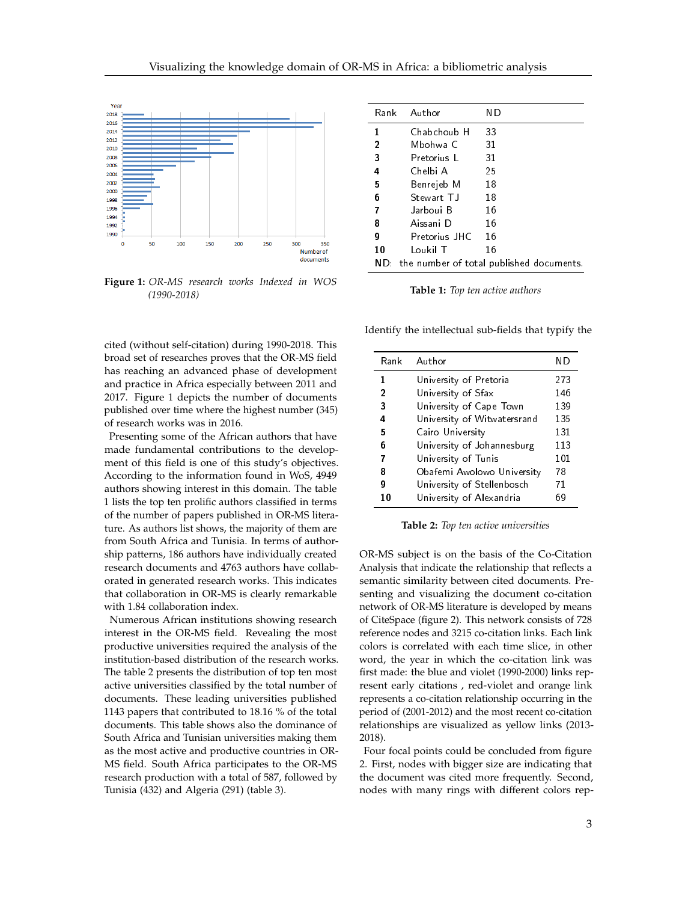Figure 1: *OR-MS research works Indexed in WOS (1990-2018)*

| Rank | Author | ND |
|---|---|---|
| 1 | Chabchoub H | 33 |
| 2 | Mbohwa C | 31 |
| 3 | Pretorius L | 31 |
| 4 | Chelbi A | 25 |
| 5 | Benrejeb M | 18 |
| 6 | Stewart TJ | 18 |
| 7 | Jarboui B | 16 |
| 8 | Aissani D | 16 |
| 9 | Pretorius JHC | 16 |
| 10 | Loukil T | 16 |

ND: the number of total published documents.

**Table 1:** *Top ten active authors*

cited (without self-citation) during 1990-2018. This broad set of researches proves that the OR-MS field has reaching an advanced phase of development and practice in Africa especially between 2011 and 2017. Figure 1 depicts the number of documents published over time where the highest number (345) of research works was in 2016.

Presenting some of the African authors that have made fundamental contributions to the development of this field is one of this study's objectives. According to the information found in WoS, 4949 authors showing interest in this domain. The table 1 lists the top ten prolific authors classified in terms of the number of papers published in OR-MS literature. As authors list shows, the majority of them are from South Africa and Tunisia. In terms of authorship patterns, 186 authors have individually created research documents and 4763 authors have collaborated in generated research works. This indicates that collaboration in OR-MS is clearly remarkable with 1.84 collaboration index.

Numerous African institutions showing research interest in the OR-MS field. Revealing the most productive universities required the analysis of the institution-based distribution of the research works. The table 2 presents the distribution of top ten most active universities classified by the total number of documents. These leading universities published 1143 papers that contributed to 18.16 % of the total documents. This table shows also the dominance of South Africa and Tunisian universities making them as the most active and productive countries in OR-MS field. South Africa participates to the OR-MS research production with a total of 587, followed by Tunisia (432) and Algeria (291) (table 3).

Identify the intellectual sub-fields that typify the

| Rank | Author | ND |
|---|---|---|
| 1 | University of Pretoria | 273 |
| 2 | University of Sfax | 146 |
| 3 | University of Cape Town | 139 |
| 4 | University of Witwatersrand | 135 |
| 5 | Cairo University | 131 |
| 6 | University of Johannesburg | 113 |
| 7 | University of Tunis | 101 |
| 8 | Obafemi Awolowo University | 78 |
| 9 | University of Stellenbosch | 71 |
| 10 | University of Alexandria | 69 |

**Table 2:** *Top ten active universities*

OR-MS subject is on the basis of the Co-Citation Analysis that indicate the relationship that reflects a semantic similarity between cited documents. Presenting and visualizing the document co-citation network of OR-MS literature is developed by means of CiteSpace (figure 2). This network consists of 728 reference nodes and 3215 co-citation links. Each link colors is correlated with each time slice, in other word, the year in which the co-citation link was first made: the blue and violet (1990-2000) links represent early citations , red-violet and orange link represents a co-citation relationship occurring in the period of (2001-2012) and the most recent co-citation relationships are visualized as yellow links (2013-2018).

Four focal points could be concluded from figure 2. First, nodes with bigger size are indicating that the document was cited more frequently. Second, nodes with many rings with different colors rep-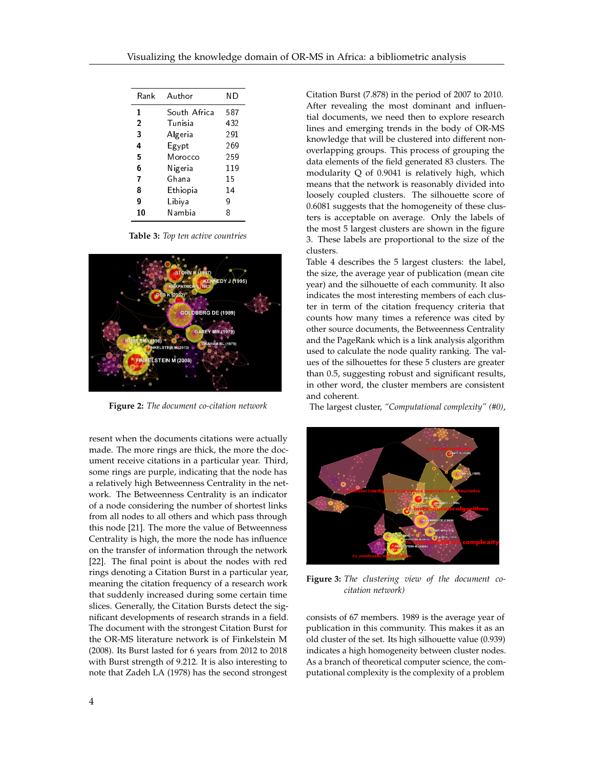| Rank | Author | ND |
|---|---|---|
| **1** | South Africa | 587 |
| **2** | Tunisia | 432 |
| **3** | Algeria | 291 |
| **4** | Egypt | 269 |
| **5** | Morocco | 259 |
| **6** | Nigeria | 119 |
| **7** | Ghana | 15 |
| **8** | Ethiopia | 14 |
| **9** | Libiya | 9 |
| **10** | Nambia | 8 |

**Table 3:** *Top ten active countries*

**Figure 2:** *The document co-citation network*

resent when the documents citations were actually made. The more rings are thick, the more the document receive citations in a particular year. Third, some rings are purple, indicating that the node has a relatively high Betweeness Centrality in the network. The Betweeness Centrality is an indicator of a node considering the number of shortest links from all nodes to all others and which pass through this node [21]. The more the value of Betweenness Centrality is high, the more the node has influence on the transfer of information through the network [22]. The final point is about the nodes with red rings denoting a Citation Burst in a particular year, meaning the citation frequency of a research work that suddenly increased during some certain time slices. Generally, the Citation Bursts detect the significant developments of research strands in a field. The document with the strongest Citation Burst for the OR-MS literature network is of Finkelstein M (2008). Its Burst lasted for 6 years from 2012 to 2018 with Burst strength of 9.212. It is also interesting to note that Zadeh LA (1978) has the second strongest Citation Burst (7.878) in the period of 2007 to 2010. After revealing the most dominant and influential documents, we need then to explore research lines and emerging trends in the body of OR-MS knowledge that will be clustered into different non-overlapping groups. This process of grouping the data elements of the field generated 83 clusters. The modularity Q of 0.9041 is relatively high, which means that the network is reasonably divided into loosely coupled clusters. The silhouette score of 0.6081 suggests that the homogeneity of these clusters is acceptable on average. Only the labels of the most 5 largest clusters are shown in the figure 3. These labels are proportional to the size of the clusters.

Table 4 describes the 5 largest clusters: the label, the size, the average year of publication (mean cite year) and the silhouette of each community. It also indicates the most interesting members of each cluster in term of the citation frequency criteria that counts how many times a reference was cited by other source documents, the Betweenness Centrality and the PageRank which is a link analysis algorithm used to calculate the node quality ranking. The values of the silhouettes for these 5 clusters are greater than 0.5, suggesting robust and significant results, in other word, the cluster members are consistent and coherent.

The largest cluster, *"Computational complexity" (#0)*, consists of 67 members. 1989 is the average year of publication in this community. This makes it as an old cluster of the set. Its high silhouette value (0.939) indicates a high homogeneity between cluster nodes. As a branch of theoretical computer science, the computational complexity is the complexity of a problem

**Figure 3:** *The clustering view of the document co-citation network)*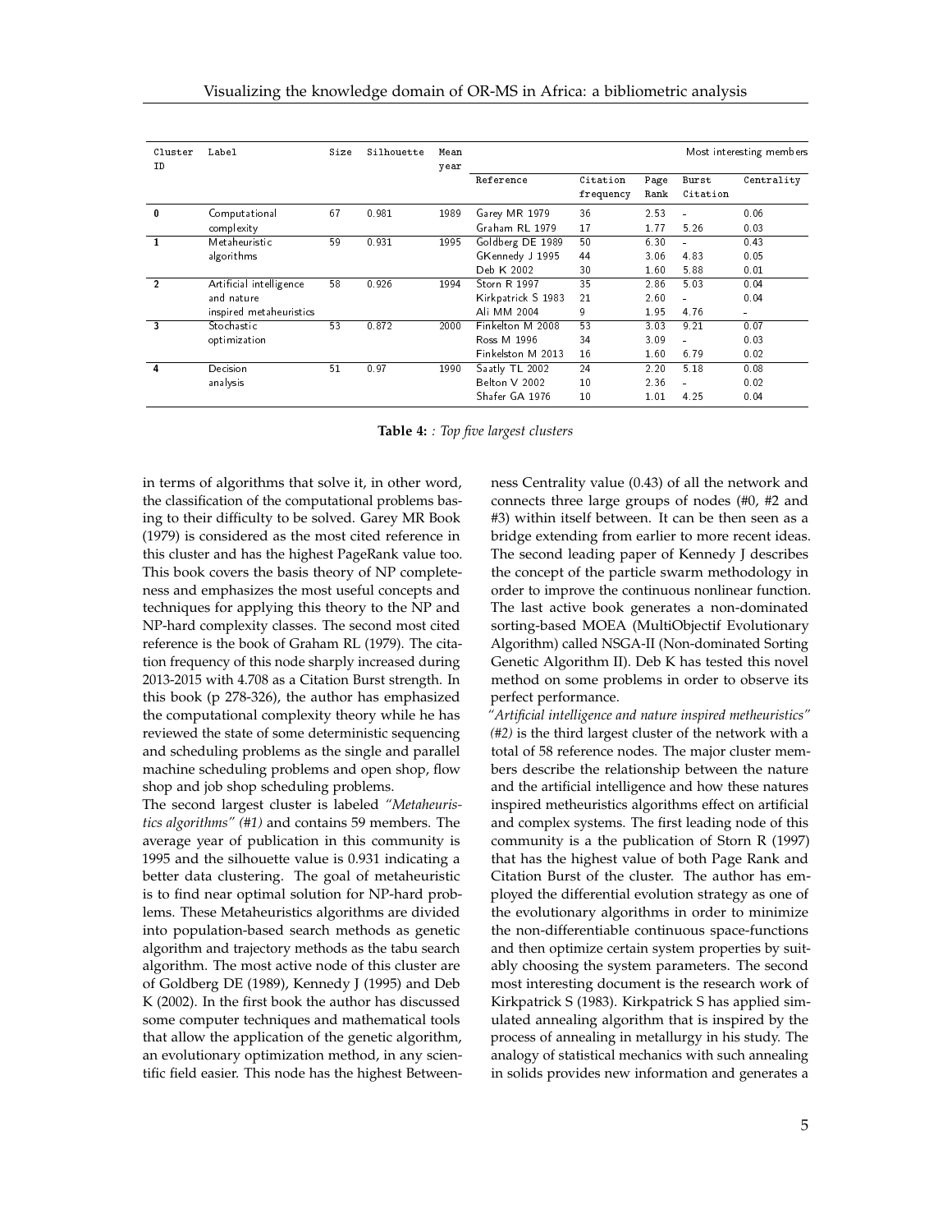| Cluster ID | Label | Size | Silhouette | Mean year | Most interesting members | | | | |
|---|---|---|---|---|---|---|---|---|---|
| | | | | | Reference | Citation frequency | Page Rank | Burst Citation | Centrality |
| **0** | Computational complexity | 67 | 0.981 | 1989 | Garey MR 1979 | 36 | 2.53 | - | 0.06 |
| | | | | | Graham RL 1979 | 17 | 1.77 | 5.26 | 0.03 |
| **1** | Metaheuristic algorithms | 59 | 0.931 | 1995 | Goldberg DE 1989 | 50 | 6.30 | - | 0.43 |
| | | | | | GKennedy J 1995 | 44 | 3.06 | 4.83 | 0.05 |
| | | | | | Deb K 2002 | 30 | 1.60 | 5.88 | 0.01 |
| **2** | Artificial intelligence and nature inspired metaheuristics | 58 | 0.926 | 1994 | Storn R 1997 | 35 | 2.86 | 5.03 | 0.04 |
| | | | | | Kirkpatrick S 1983 | 21 | 2.60 | - | 0.04 |
| | | | | | Ali MM 2004 | 9 | 1.95 | 4.76 | - |
| **3** | Stochastic optimization | 53 | 0.872 | 2000 | Finkelton M 2008 | 53 | 3.03 | 9.21 | 0.07 |
| | | | | | Ross M 1996 | 34 | 3.09 | - | 0.03 |
| | | | | | Finkelston M 2013 | 16 | 1.60 | 6.79 | 0.02 |
| **4** | Decision analysis | 51 | 0.97 | 1990 | Saatly TL 2002 | 24 | 2.20 | 5.18 | 0.08 |
| | | | | | Belton V 2002 | 10 | 2.36 | - | 0.02 |
| | | | | | Shafer GA 1976 | 10 | 1.01 | 4.25 | 0.04 |

**Table 4:** *: Top five largest clusters*

in terms of algorithms that solve it, in other word, the classification of the computational problems basing to their difficulty to be solved. Garey MR Book (1979) is considered as the most cited reference in this cluster and has the highest PageRank value too. This book covers the basis theory of NP completeness and emphasizes the most useful concepts and techniques for applying this theory to the NP and NP-hard complexity classes. The second most cited reference is the book of Graham RL (1979). The citation frequency of this node sharply increased during 2013-2015 with 4.708 as a Citation Burst strength. In this book (p 278-326), the author has emphasized the computational complexity theory while he has reviewed the state of some deterministic sequencing and scheduling problems as the single and parallel machine scheduling problems and open shop, flow shop and job shop scheduling problems.

The second largest cluster is labeled *"Metaheuristics algorithms" (#1)* and contains 59 members. The average year of publication in this community is 1995 and the silhouette value is 0.931 indicating a better data clustering. The goal of metaheuristic is to find near optimal solution for NP-hard problems. These Metaheuristics algorithms are divided into population-based search methods as genetic algorithm and trajectory methods as the tabu search algorithm. The most active node of this cluster are of Goldberg DE (1989), Kennedy J (1995) and Deb K (2002). In the first book the author has discussed some computer techniques and mathematical tools that allow the application of the genetic algorithm, an evolutionary optimization method, in any scientific field easier. This node has the highest Betweenness Centrality value (0.43) of all the network and connects three large groups of nodes (#0, #2 and #3) within itself between. It can be then seen as a bridge extending from earlier to more recent ideas. The second leading paper of Kennedy J describes the concept of the particle swarm methodology in order to improve the continuous nonlinear function. The last active book generates a non-dominated sorting-based MOEA (MultiObjectif Evolutionary Algorithm) called NSGA-II (Non-dominated Sorting Genetic Algorithm II). Deb K has tested this novel method on some problems in order to observe its perfect performance.

*"Artificial intelligence and nature inspired metheuristics" (#2)* is the third largest cluster of the network with a total of 58 reference nodes. The major cluster members describe the relationship between the nature and the artificial intelligence and how these natures inspired metheuristics algorithms effect on artificial and complex systems. The first leading node of this community is a the publication of Storn R (1997) that has the highest value of both Page Rank and Citation Burst of the cluster. The author has employed the differential evolution strategy as one of the evolutionary algorithms in order to minimize the non-differentiable continuous space-functions and then optimize certain system properties by suitably choosing the system parameters. The second most interesting document is the research work of Kirkpatrick S (1983). Kirkpatrick S has applied simulated annealing algorithm that is inspired by the process of annealing in metallurgy in his study. The analogy of statistical mechanics with such annealing in solids provides new information and generates a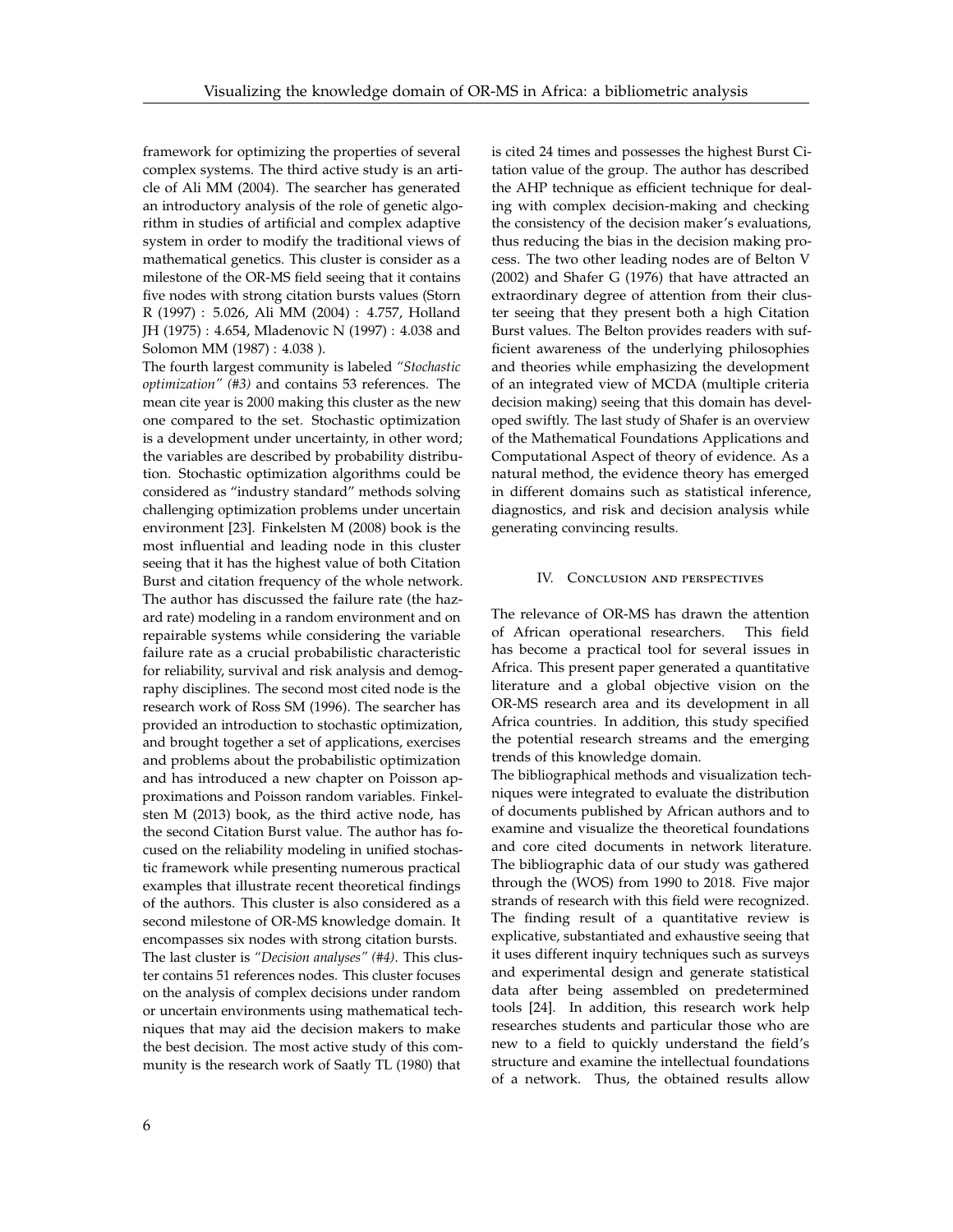framework for optimizing the properties of several complex systems. The third active study is an article of Ali MM (2004). The searcher has generated an introductory analysis of the role of genetic algorithm in studies of artificial and complex adaptive system in order to modify the traditional views of mathematical genetics. This cluster is consider as a milestone of the OR-MS field seeing that it contains five nodes with strong citation bursts values (Storn R (1997) : 5.026, Ali MM (2004) : 4.757, Holland JH (1975) : 4.654, Mladenovic N (1997) : 4.038 and Solomon MM (1987) : 4.038 ).

The fourth largest community is labeled *"Stochastic optimization" (#3)* and contains 53 references. The mean cite year is 2000 making this cluster as the new one compared to the set. Stochastic optimization is a development under uncertainty, in other word; the variables are described by probability distribution. Stochastic optimization algorithms could be considered as "industry standard" methods solving challenging optimization problems under uncertain environment [23]. Finkelsten M (2008) book is the most influential and leading node in this cluster seeing that it has the highest value of both Citation Burst and citation frequency of the whole network. The author has discussed the failure rate (the hazard rate) modeling in a random environment and on repairable systems while considering the variable failure rate as a crucial probabilistic characteristic for reliability, survival and risk analysis and demography disciplines. The second most cited node is the research work of Ross SM (1996). The searcher has provided an introduction to stochastic optimization, and brought together a set of applications, exercises and problems about the probabilistic optimization and has introduced a new chapter on Poisson approximations and Poisson random variables. Finkelsten M (2013) book, as the third active node, has the second Citation Burst value. The author has focused on the reliability modeling in unified stochastic framework while presenting numerous practical examples that illustrate recent theoretical findings of the authors. This cluster is also considered as a second milestone of OR-MS knowledge domain. It encompasses six nodes with strong citation bursts.

The last cluster is *"Decision analyses" (#4)*. This cluster contains 51 references nodes. This cluster focuses on the analysis of complex decisions under random or uncertain environments using mathematical techniques that may aid the decision makers to make the best decision. The most active study of this community is the research work of Saatly TL (1980) that is cited 24 times and possesses the highest Burst Citation value of the group. The author has described the AHP technique as efficient technique for dealing with complex decision-making and checking the consistency of the decision maker's evaluations, thus reducing the bias in the decision making process. The two other leading nodes are of Belton V (2002) and Shafer G (1976) that have attracted an extraordinary degree of attention from their cluster seeing that they present both a high Citation Burst values. The Belton provides readers with sufficient awareness of the underlying philosophies and theories while emphasizing the development of an integrated view of MCDA (multiple criteria decision making) seeing that this domain has developed swiftly. The last study of Shafer is an overview of the Mathematical Foundations Applications and Computational Aspect of theory of evidence. As a natural method, the evidence theory has emerged in different domains such as statistical inference, diagnostics, and risk and decision analysis while generating convincing results.

## IV. Conclusion and perspectives

The relevance of OR-MS has drawn the attention of African operational researchers. This field has become a practical tool for several issues in Africa. This present paper generated a quantitative literature and a global objective vision on the OR-MS research area and its development in all Africa countries. In addition, this study specified the potential research streams and the emerging trends of this knowledge domain.

The bibliographical methods and visualization techniques were integrated to evaluate the distribution of documents published by African authors and to examine and visualize the theoretical foundations and core cited documents in network literature. The bibliographic data of our study was gathered through the (WOS) from 1990 to 2018. Five major strands of research with this field were recognized. The finding result of a quantitative review is explicative, substantiated and exhaustive seeing that it uses different inquiry techniques such as surveys and experimental design and generate statistical data after being assembled on predetermined tools [24]. In addition, this research work help researches students and particular those who are new to a field to quickly understand the field's structure and examine the intellectual foundations of a network. Thus, the obtained results allow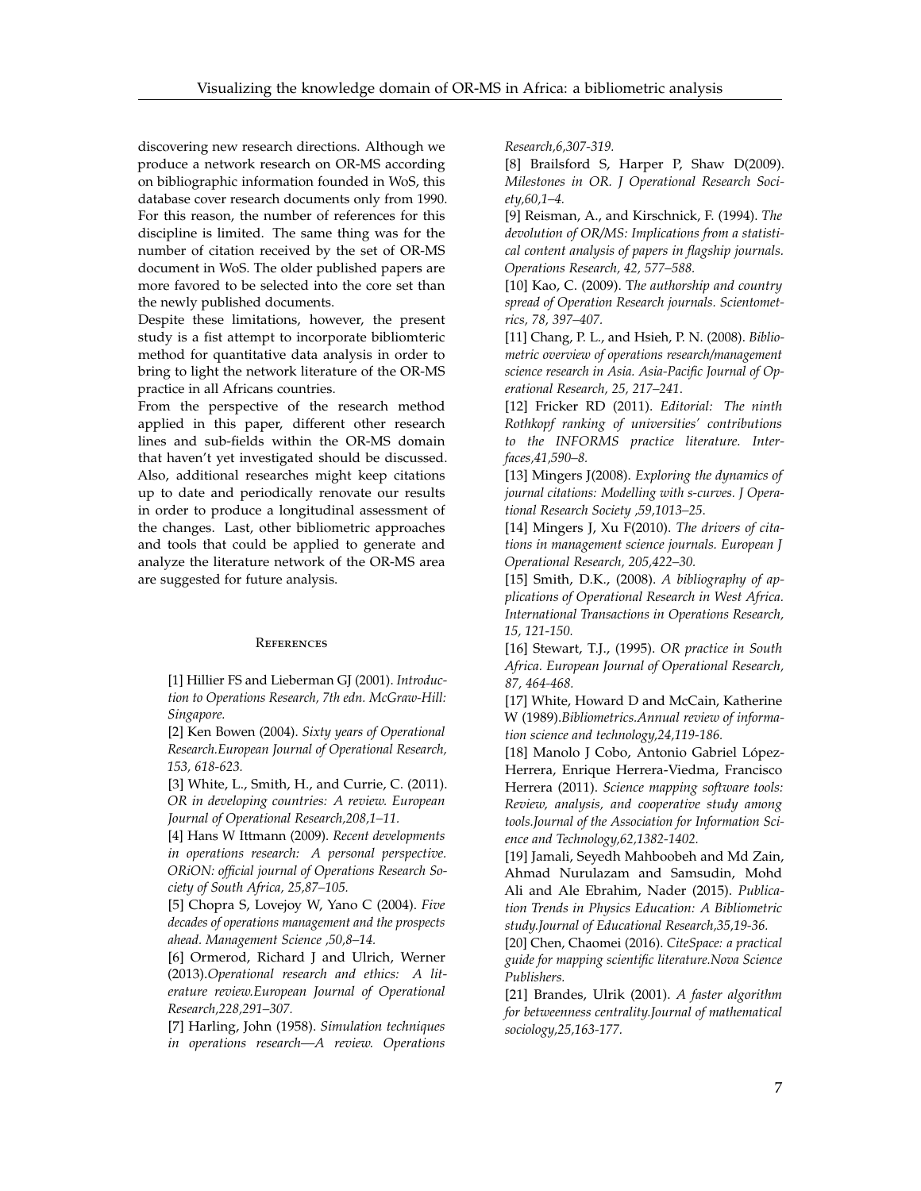discovering new research directions. Although we produce a network research on OR-MS according on bibliographic information founded in WoS, this database cover research documents only from 1990. For this reason, the number of references for this discipline is limited. The same thing was for the number of citation received by the set of OR-MS document in WoS. The older published papers are more favored to be selected into the core set than the newly published documents.

Despite these limitations, however, the present study is a fist attempt to incorporate bibliomteric method for quantitative data analysis in order to bring to light the network literature of the OR-MS practice in all Africans countries.

From the perspective of the research method applied in this paper, different other research lines and sub-fields within the OR-MS domain that haven't yet investigated should be discussed. Also, additional researches might keep citations up to date and periodically renovate our results in order to produce a longitudinal assessment of the changes. Last, other bibliometric approaches and tools that could be applied to generate and analyze the literature network of the OR-MS area are suggested for future analysis.

## References

[1] Hillier FS and Lieberman GJ (2001). *Introduction to Operations Research, 7th edn. McGraw-Hill: Singapore.*

[2] Ken Bowen (2004). *Sixty years of Operational Research.European Journal of Operational Research, 153, 618-623.*

[3] White, L., Smith, H., and Currie, C. (2011). *OR in developing countries: A review. European Journal of Operational Research,208,1–11.*

[4] Hans W Ittmann (2009). *Recent developments in operations research: A personal perspective. ORiON: official journal of Operations Research Society of South Africa, 25,87–105.*

[5] Chopra S, Lovejoy W, Yano C (2004). *Five decades of operations management and the prospects ahead. Management Science ,50,8–14.*

[6] Ormerod, Richard J and Ulrich, Werner (2013).*Operational research and ethics: A literature review.European Journal of Operational Research,228,291–307.*

[7] Harling, John (1958). *Simulation techniques in operations research—A review. Operations Research,6,307-319.*

[8] Brailsford S, Harper P, Shaw D(2009). *Milestones in OR. J Operational Research Society,60,1–4.*

[9] Reisman, A., and Kirschnick, F. (1994). *The devolution of OR/MS: Implications from a statistical content analysis of papers in flagship journals. Operations Research, 42, 577–588.*

[10] Kao, C. (2009). T*he authorship and country spread of Operation Research journals. Scientometrics, 78, 397–407.*

[11] Chang, P. L., and Hsieh, P. N. (2008). *Bibliometric overview of operations research/management science research in Asia. Asia-Pacific Journal of Operational Research, 25, 217–241.*

[12] Fricker RD (2011). *Editorial: The ninth Rothkopf ranking of universities' contributions to the INFORMS practice literature. Interfaces,41,590–8.*

[13] Mingers J(2008). *Exploring the dynamics of journal citations: Modelling with s-curves. J Operational Research Society ,59,1013–25.*

[14] Mingers J, Xu F(2010). *The drivers of citations in management science journals. European J Operational Research, 205,422–30.*

[15] Smith, D.K., (2008). *A bibliography of applications of Operational Research in West Africa. International Transactions in Operations Research, 15, 121-150.*

[16] Stewart, T.J., (1995). *OR practice in South Africa. European Journal of Operational Research, 87, 464-468.*

[17] White, Howard D and McCain, Katherine W (1989).*Bibliometrics.Annual review of information science and technology,24,119-186.*

[18] Manolo J Cobo, Antonio Gabriel López-Herrera, Enrique Herrera-Viedma, Francisco Herrera (2011). *Science mapping software tools: Review, analysis, and cooperative study among tools.Journal of the Association for Information Science and Technology,62,1382-1402.*

[19] Jamali, Seyedh Mahboobeh and Md Zain, Ahmad Nurulazam and Samsudin, Mohd Ali and Ale Ebrahim, Nader (2015). *Publication Trends in Physics Education: A Bibliometric study.Journal of Educational Research,35,19-36.*

[20] Chen, Chaomei (2016). *CiteSpace: a practical guide for mapping scientific literature.Nova Science Publishers.*

[21] Brandes, Ulrik (2001). *A faster algorithm for betweenness centrality.Journal of mathematical sociology,25,163-177.*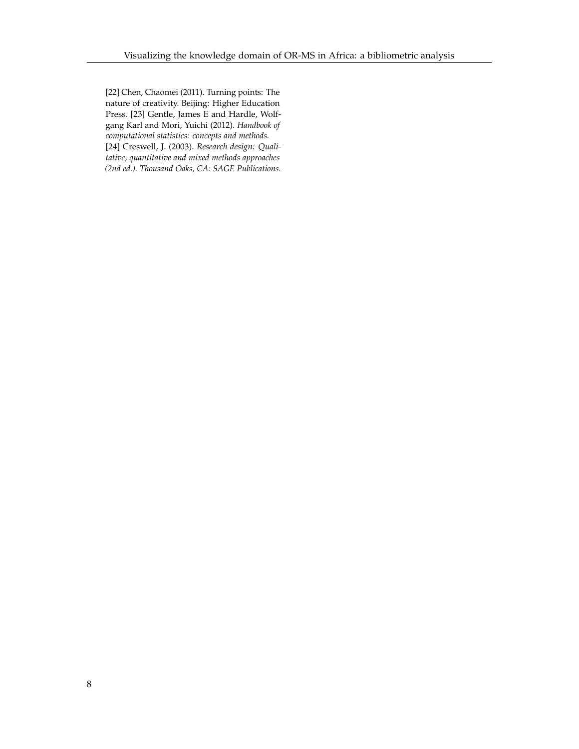[22] Chen, Chaomei (2011). Turning points: The nature of creativity. Beijing: Higher Education Press. [23] Gentle, James E and Hardle, Wolfgang Karl and Mori, Yuichi (2012). *Handbook of computational statistics: concepts and methods.*
[24] Creswell, J. (2003). *Research design: Qualitative, quantitative and mixed methods approaches (2nd ed.). Thousand Oaks, CA: SAGE Publications.*